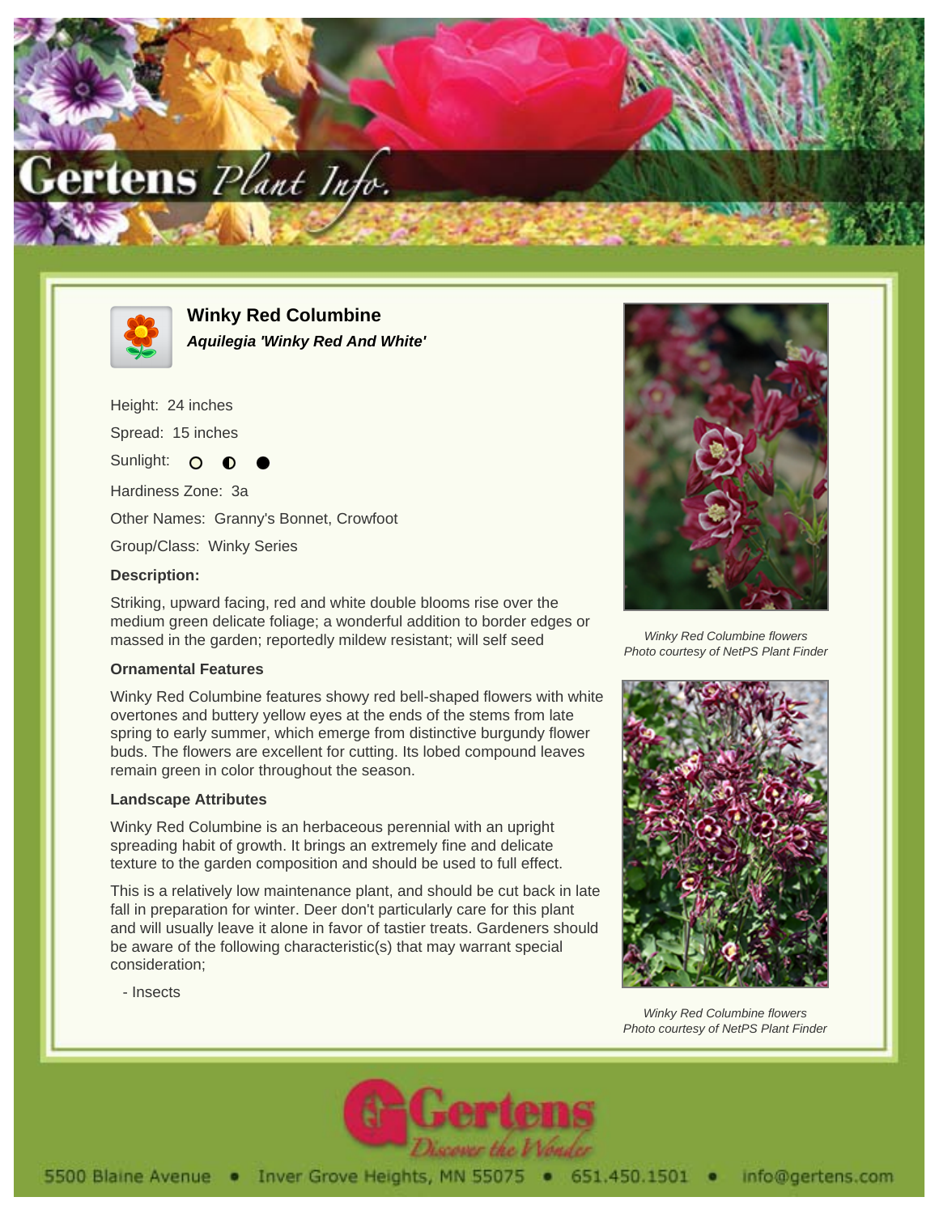# Winky Red Columbine

***Aquilegia 'Winky Red And White'***

Height: 24 inches

Spread: 15 inches

Sunlight: ○ ◐ ●

Hardiness Zone: 3a

Other Names: Granny's Bonnet, Crowfoot

Group/Class: Winky Series

**Description:**

Striking, upward facing, red and white double blooms rise over the medium green delicate foliage; a wonderful addition to border edges or massed in the garden; reportedly mildew resistant; will self seed

**Ornamental Features**

Winky Red Columbine features showy red bell-shaped flowers with white overtones and buttery yellow eyes at the ends of the stems from late spring to early summer, which emerge from distinctive burgundy flower buds. The flowers are excellent for cutting. Its lobed compound leaves remain green in color throughout the season.

**Landscape Attributes**

Winky Red Columbine is an herbaceous perennial with an upright spreading habit of growth. It brings an extremely fine and delicate texture to the garden composition and should be used to full effect.

This is a relatively low maintenance plant, and should be cut back in late fall in preparation for winter. Deer don't particularly care for this plant and will usually leave it alone in favor of tastier treats. Gardeners should be aware of the following characteristic(s) that may warrant special consideration;

- Insects

*Winky Red Columbine flowers*
*Photo courtesy of NetPS Plant Finder*

*Winky Red Columbine flowers*
*Photo courtesy of NetPS Plant Finder*

5500 Blaine Avenue • Inver Grove Heights, MN 55075 • 651.450.1501 • info@gertens.com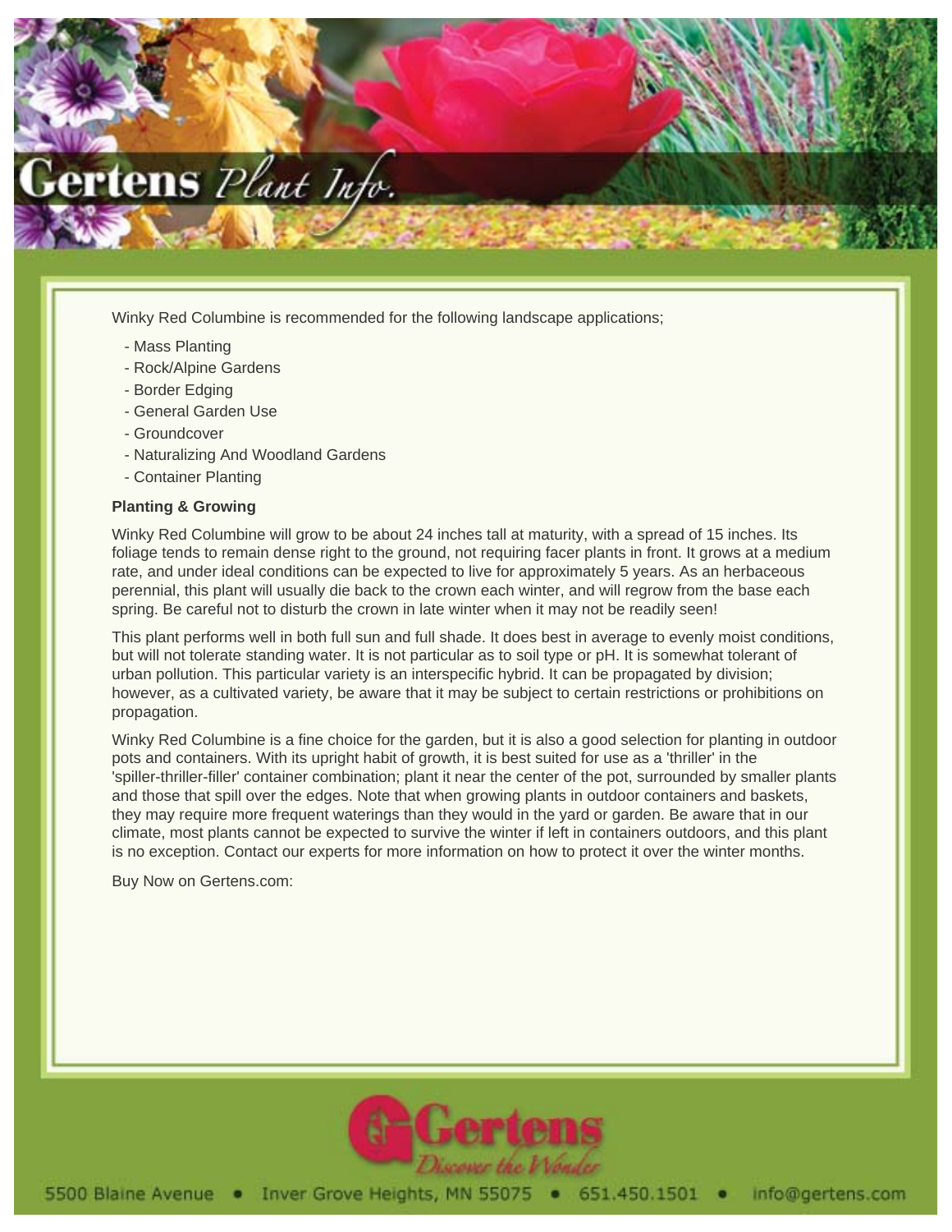Winky Red Columbine is recommended for the following landscape applications;

- Mass Planting
- Rock/Alpine Gardens
- Border Edging
- General Garden Use
- Groundcover
- Naturalizing And Woodland Gardens
- Container Planting

**Planting & Growing**

Winky Red Columbine will grow to be about 24 inches tall at maturity, with a spread of 15 inches. Its foliage tends to remain dense right to the ground, not requiring facer plants in front. It grows at a medium rate, and under ideal conditions can be expected to live for approximately 5 years. As an herbaceous perennial, this plant will usually die back to the crown each winter, and will regrow from the base each spring. Be careful not to disturb the crown in late winter when it may not be readily seen!

This plant performs well in both full sun and full shade. It does best in average to evenly moist conditions, but will not tolerate standing water. It is not particular as to soil type or pH. It is somewhat tolerant of urban pollution. This particular variety is an interspecific hybrid. It can be propagated by division; however, as a cultivated variety, be aware that it may be subject to certain restrictions or prohibitions on propagation.

Winky Red Columbine is a fine choice for the garden, but it is also a good selection for planting in outdoor pots and containers. With its upright habit of growth, it is best suited for use as a 'thriller' in the 'spiller-thriller-filler' container combination; plant it near the center of the pot, surrounded by smaller plants and those that spill over the edges. Note that when growing plants in outdoor containers and baskets, they may require more frequent waterings than they would in the yard or garden. Be aware that in our climate, most plants cannot be expected to survive the winter if left in containers outdoors, and this plant is no exception. Contact our experts for more information on how to protect it over the winter months.

Buy Now on Gertens.com: